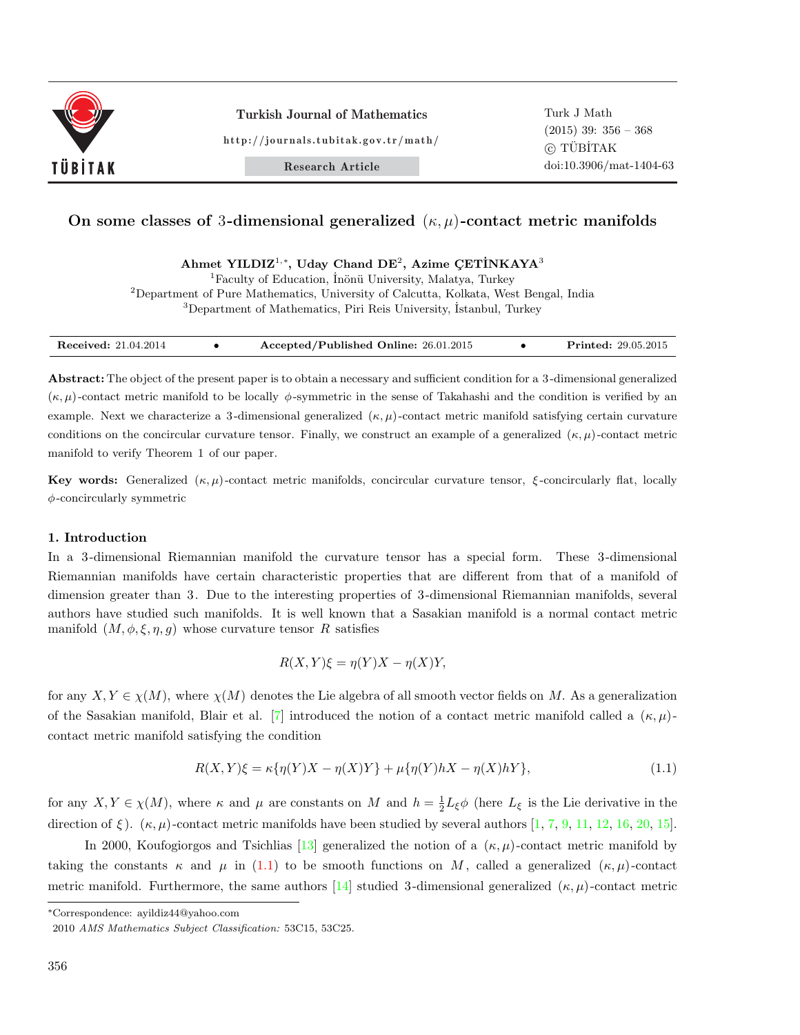# On some classes of 3-dimensional generalized $(\kappa, \mu)$-contact metric manifolds

**Ahmet YILDIZ**[1,*], **Uday Chand DE**[2], **Azime ÇETİNKAYA**[3]

[1]Faculty of Education, İnönü University, Malatya, Turkey
[2]Department of Pure Mathematics, University of Calcutta, Kolkata, West Bengal, India
[3]Department of Mathematics, Piri Reis University, İstanbul, Turkey

**Received:** 21.04.2014 • **Accepted/Published Online:** 26.01.2015 • **Printed:** 29.05.2015

**Abstract:** The object of the present paper is to obtain a necessary and sufficient condition for a 3-dimensional generalized $(\kappa, \mu)$-contact metric manifold to be locally $\phi$-symmetric in the sense of Takahashi and the condition is verified by an example. Next we characterize a 3-dimensional generalized $(\kappa, \mu)$-contact metric manifold satisfying certain curvature conditions on the concircular curvature tensor. Finally, we construct an example of a generalized $(\kappa, \mu)$-contact metric manifold to verify Theorem 1 of our paper.

**Key words:** Generalized $(\kappa, \mu)$-contact metric manifolds, concircular curvature tensor, $\xi$-concircularly flat, locally $\phi$-concircularly symmetric

## 1. Introduction

In a 3-dimensional Riemannian manifold the curvature tensor has a special form. These 3-dimensional Riemannian manifolds have certain characteristic properties that are different from that of a manifold of dimension greater than 3. Due to the interesting properties of 3-dimensional Riemannian manifolds, several authors have studied such manifolds. It is well known that a Sasakian manifold is a normal contact metric manifold $(M, \phi, \xi, \eta, g)$ whose curvature tensor $R$ satisfies

$$R(X,Y)\xi = \eta(Y)X - \eta(X)Y,$$

for any $X, Y \in \chi(M)$, where $\chi(M)$ denotes the Lie algebra of all smooth vector fields on $M$. As a generalization of the Sasakian manifold, Blair et al. [7] introduced the notion of a contact metric manifold called a $(\kappa, \mu)$-contact metric manifold satisfying the condition

$$R(X,Y)\xi = \kappa\{\eta(Y)X - \eta(X)Y\} + \mu\{\eta(Y)hX - \eta(X)hY\}, \tag{1.1}$$

for any $X, Y \in \chi(M)$, where $\kappa$ and $\mu$ are constants on $M$ and $h = \frac{1}{2}L_\xi\phi$ (here $L_\xi$ is the Lie derivative in the direction of $\xi$). $(\kappa, \mu)$-contact metric manifolds have been studied by several authors [1, 7, 9, 11, 12, 16, 20, 15].

In 2000, Koufogiorgos and Tsichlias [13] generalized the notion of a $(\kappa, \mu)$-contact metric manifold by taking the constants $\kappa$ and $\mu$ in (1.1) to be smooth functions on $M$, called a generalized $(\kappa, \mu)$-contact metric manifold. Furthermore, the same authors [14] studied 3-dimensional generalized $(\kappa, \mu)$-contact metric

*Correspondence: ayildiz44@yahoo.com

2010 *AMS Mathematics Subject Classification:* 53C15, 53C25.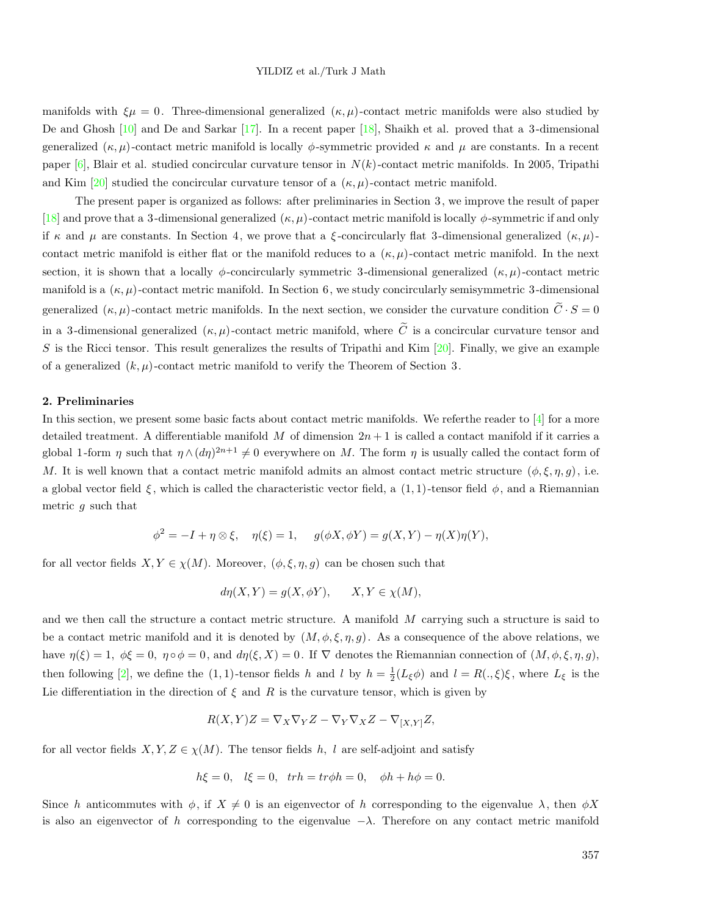manifolds with $\xi\mu = 0$. Three-dimensional generalized $(\kappa, \mu)$-contact metric manifolds were also studied by De and Ghosh [10] and De and Sarkar [17]. In a recent paper [18], Shaikh et al. proved that a 3-dimensional generalized $(\kappa, \mu)$-contact metric manifold is locally $\phi$-symmetric provided $\kappa$ and $\mu$ are constants. In a recent paper [6], Blair et al. studied concircular curvature tensor in $N(k)$-contact metric manifolds. In 2005, Tripathi and Kim [20] studied the concircular curvature tensor of a $(\kappa, \mu)$-contact metric manifold.

The present paper is organized as follows: after preliminaries in Section 3, we improve the result of paper [18] and prove that a 3-dimensional generalized $(\kappa, \mu)$-contact metric manifold is locally $\phi$-symmetric if and only if $\kappa$ and $\mu$ are constants. In Section 4, we prove that a $\xi$-concircularly flat 3-dimensional generalized $(\kappa, \mu)$-contact metric manifold is either flat or the manifold reduces to a $(\kappa, \mu)$-contact metric manifold. In the next section, it is shown that a locally $\phi$-concircularly symmetric 3-dimensional generalized $(\kappa, \mu)$-contact metric manifold is a $(\kappa, \mu)$-contact metric manifold. In Section 6, we study concircularly semisymmetric 3-dimensional generalized $(\kappa, \mu)$-contact metric manifolds. In the next section, we consider the curvature condition $\widetilde{C} \cdot S = 0$ in a 3-dimensional generalized $(\kappa, \mu)$-contact metric manifold, where $\widetilde{C}$ is a concircular curvature tensor and $S$ is the Ricci tensor. This result generalizes the results of Tripathi and Kim [20]. Finally, we give an example of a generalized $(k, \mu)$-contact metric manifold to verify the Theorem of Section 3.

## 2. Preliminaries

In this section, we present some basic facts about contact metric manifolds. We referthe reader to [4] for a more detailed treatment. A differentiable manifold $M$ of dimension $2n+1$ is called a contact manifold if it carries a global 1-form $\eta$ such that $\eta \wedge (d\eta)^{2n+1} \neq 0$ everywhere on $M$. The form $\eta$ is usually called the contact form of $M$. It is well known that a contact metric manifold admits an almost contact metric structure $(\phi, \xi, \eta, g)$, i.e. a global vector field $\xi$, which is called the characteristic vector field, a $(1,1)$-tensor field $\phi$, and a Riemannian metric $g$ such that

$$\phi^2 = -I + \eta \otimes \xi, \quad \eta(\xi) = 1, \quad g(\phi X, \phi Y) = g(X, Y) - \eta(X)\eta(Y),$$

for all vector fields $X, Y \in \chi(M)$. Moreover, $(\phi, \xi, \eta, g)$ can be chosen such that

$$d\eta(X, Y) = g(X, \phi Y), \qquad X, Y \in \chi(M),$$

and we then call the structure a contact metric structure. A manifold $M$ carrying such a structure is said to be a contact metric manifold and it is denoted by $(M, \phi, \xi, \eta, g)$. As a consequence of the above relations, we have $\eta(\xi) = 1$, $\phi\xi = 0$, $\eta \circ \phi = 0$, and $d\eta(\xi, X) = 0$. If $\nabla$ denotes the Riemannian connection of $(M, \phi, \xi, \eta, g)$, then following [2], we define the $(1,1)$-tensor fields $h$ and $l$ by $h = \frac{1}{2}(L_\xi \phi)$ and $l = R(., \xi)\xi$, where $L_\xi$ is the Lie differentiation in the direction of $\xi$ and $R$ is the curvature tensor, which is given by

$$R(X, Y)Z = \nabla_X \nabla_Y Z - \nabla_Y \nabla_X Z - \nabla_{[X,Y]} Z,$$

for all vector fields $X, Y, Z \in \chi(M)$. The tensor fields $h$, $l$ are self-adjoint and satisfy

$$h\xi = 0, \quad l\xi = 0, \quad trh = tr\phi h = 0, \quad \phi h + h\phi = 0.$$

Since $h$ anticommutes with $\phi$, if $X \neq 0$ is an eigenvector of $h$ corresponding to the eigenvalue $\lambda$, then $\phi X$ is also an eigenvector of $h$ corresponding to the eigenvalue $-\lambda$. Therefore on any contact metric manifold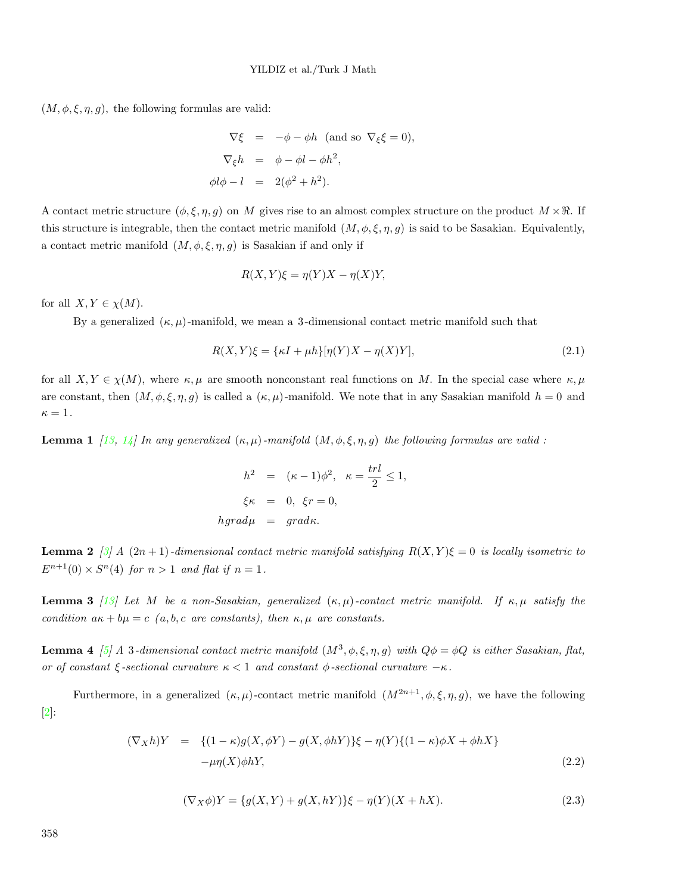$(M, \phi, \xi, \eta, g)$, the following formulas are valid:

$$
\begin{aligned}
\nabla \xi &= -\phi - \phi h \quad (\text{and so } \nabla_\xi \xi = 0), \\
\nabla_\xi h &= \phi - \phi l - \phi h^2, \\
\phi l \phi - l &= 2(\phi^2 + h^2).
\end{aligned}
$$

A contact metric structure $(\phi, \xi, \eta, g)$ on $M$ gives rise to an almost complex structure on the product $M \times \Re$. If this structure is integrable, then the contact metric manifold $(M, \phi, \xi, \eta, g)$ is said to be Sasakian. Equivalently, a contact metric manifold $(M, \phi, \xi, \eta, g)$ is Sasakian if and only if

$$
R(X, Y)\xi = \eta(Y)X - \eta(X)Y,
$$

for all $X, Y \in \chi(M)$.

By a generalized $(\kappa, \mu)$-manifold, we mean a 3-dimensional contact metric manifold such that

$$
R(X, Y)\xi = \{\kappa I + \mu h\}[\eta(Y)X - \eta(X)Y], \tag{2.1}
$$

for all $X, Y \in \chi(M)$, where $\kappa, \mu$ are smooth nonconstant real functions on $M$. In the special case where $\kappa, \mu$ are constant, then $(M, \phi, \xi, \eta, g)$ is called a $(\kappa, \mu)$-manifold. We note that in any Sasakian manifold $h = 0$ and $\kappa = 1$.

**Lemma 1** *[13, 14] In any generalized $(\kappa, \mu)$-manifold $(M, \phi, \xi, \eta, g)$ the following formulas are valid :*

$$
\begin{aligned}
h^2 &= (\kappa - 1)\phi^2, \quad \kappa = \frac{trl}{2} \leq 1, \\
\xi\kappa &= 0, \quad \xi r = 0, \\
h\,grad\mu &= grad\kappa.
\end{aligned}
$$

**Lemma 2** *[3] A $(2n+1)$-dimensional contact metric manifold satisfying $R(X, Y)\xi = 0$ is locally isometric to $E^{n+1}(0) \times S^n(4)$ for $n > 1$ and flat if $n = 1$.*

**Lemma 3** *[13] Let $M$ be a non-Sasakian, generalized $(\kappa, \mu)$-contact metric manifold. If $\kappa, \mu$ satisfy the condition $a\kappa + b\mu = c$ ($a, b, c$ are constants), then $\kappa, \mu$ are constants.*

**Lemma 4** *[5] A 3-dimensional contact metric manifold $(M^3, \phi, \xi, \eta, g)$ with $Q\phi = \phi Q$ is either Sasakian, flat, or of constant $\xi$-sectional curvature $\kappa < 1$ and constant $\phi$-sectional curvature $-\kappa$.*

Furthermore, in a generalized $(\kappa, \mu)$-contact metric manifold $(M^{2n+1}, \phi, \xi, \eta, g)$, we have the following [2]:

$$
\begin{aligned}
(\nabla_X h)Y &= \{(1 - \kappa)g(X, \phi Y) - g(X, \phi h Y)\}\xi - \eta(Y)\{(1 - \kappa)\phi X + \phi h X\} \\
&\quad - \mu\eta(X)\phi h Y,
\end{aligned} \tag{2.2}
$$

$$
(\nabla_X \phi)Y = \{g(X, Y) + g(X, hY)\}\xi - \eta(Y)(X + hX). \tag{2.3}
$$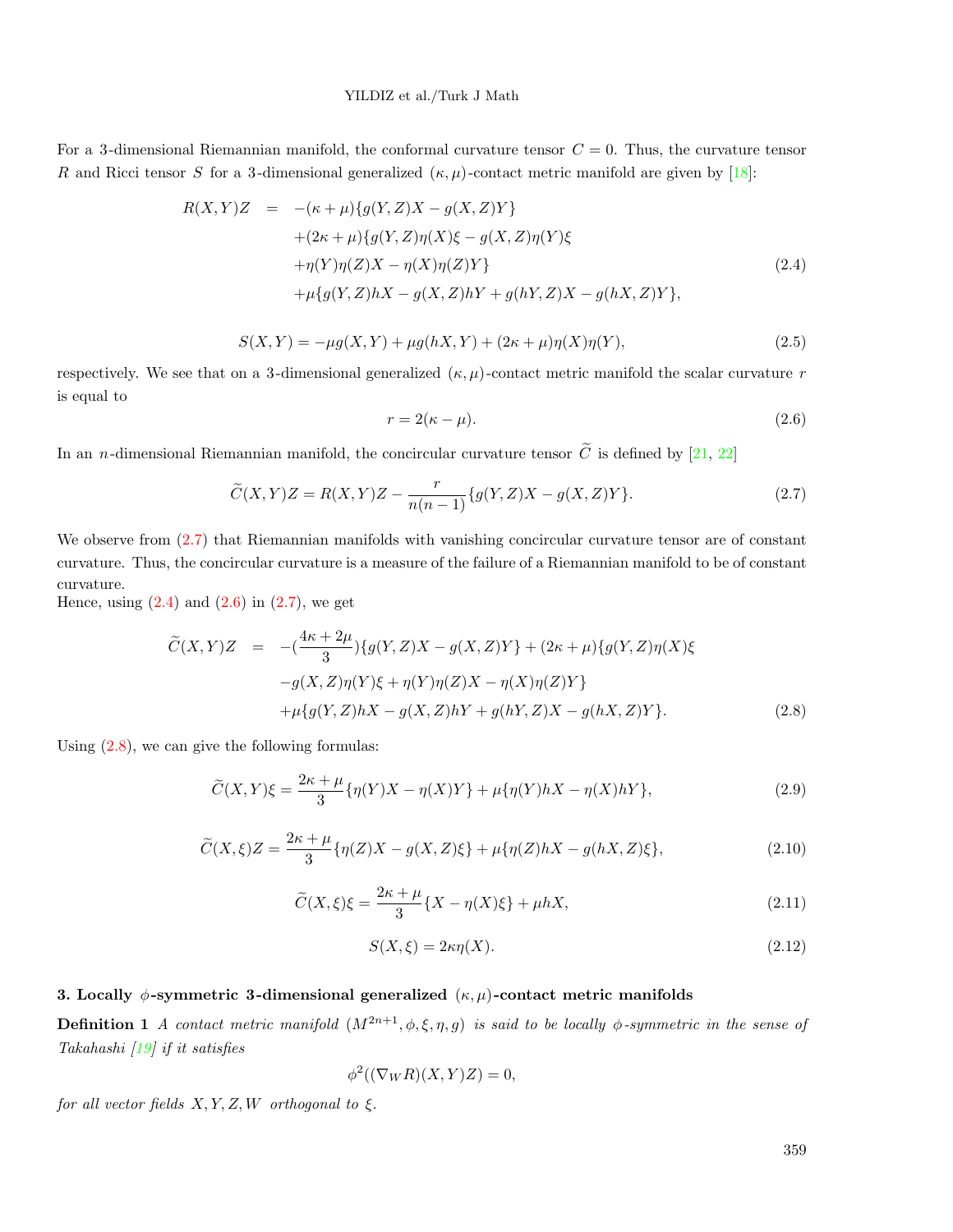For a 3-dimensional Riemannian manifold, the conformal curvature tensor $C = 0$. Thus, the curvature tensor $R$ and Ricci tensor $S$ for a 3-dimensional generalized $(\kappa, \mu)$-contact metric manifold are given by [18]:

$$
\begin{aligned}
R(X,Y)Z &= -(\kappa+\mu)\{g(Y,Z)X - g(X,Z)Y\} \\
&\quad +(2\kappa+\mu)\{g(Y,Z)\eta(X)\xi - g(X,Z)\eta(Y)\xi \\
&\quad +\eta(Y)\eta(Z)X - \eta(X)\eta(Z)Y\} \\
&\quad +\mu\{g(Y,Z)hX - g(X,Z)hY + g(hY,Z)X - g(hX,Z)Y\},
\end{aligned} \tag{2.4}
$$

$$
S(X,Y) = -\mu g(X,Y) + \mu g(hX,Y) + (2\kappa+\mu)\eta(X)\eta(Y), \tag{2.5}
$$

respectively. We see that on a 3-dimensional generalized $(\kappa, \mu)$-contact metric manifold the scalar curvature $r$ is equal to

$$
r = 2(\kappa - \mu). \tag{2.6}
$$

In an $n$-dimensional Riemannian manifold, the concircular curvature tensor $\widetilde{C}$ is defined by [21, 22]

$$
\widetilde{C}(X,Y)Z = R(X,Y)Z - \frac{r}{n(n-1)}\{g(Y,Z)X - g(X,Z)Y\}. \tag{2.7}
$$

We observe from (2.7) that Riemannian manifolds with vanishing concircular curvature tensor are of constant curvature. Thus, the concircular curvature is a measure of the failure of a Riemannian manifold to be of constant curvature.
Hence, using (2.4) and (2.6) in (2.7), we get

$$
\begin{aligned}
\widetilde{C}(X,Y)Z &= -(\frac{4\kappa+2\mu}{3})\{g(Y,Z)X - g(X,Z)Y\} + (2\kappa+\mu)\{g(Y,Z)\eta(X)\xi \\
&\quad - g(X,Z)\eta(Y)\xi + \eta(Y)\eta(Z)X - \eta(X)\eta(Z)Y\} \\
&\quad +\mu\{g(Y,Z)hX - g(X,Z)hY + g(hY,Z)X - g(hX,Z)Y\}.
\end{aligned} \tag{2.8}
$$

Using (2.8), we can give the following formulas:

$$
\widetilde{C}(X,Y)\xi = \frac{2\kappa+\mu}{3}\{\eta(Y)X - \eta(X)Y\} + \mu\{\eta(Y)hX - \eta(X)hY\}, \tag{2.9}
$$

$$
\widetilde{C}(X,\xi)Z = \frac{2\kappa+\mu}{3}\{\eta(Z)X - g(X,Z)\xi\} + \mu\{\eta(Z)hX - g(hX,Z)\xi\}, \tag{2.10}
$$

$$
\widetilde{C}(X,\xi)\xi = \frac{2\kappa+\mu}{3}\{X - \eta(X)\xi\} + \mu hX, \tag{2.11}
$$

$$
S(X,\xi) = 2\kappa\eta(X). \tag{2.12}
$$

## 3. Locally $\phi$-symmetric 3-dimensional generalized $(\kappa, \mu)$-contact metric manifolds

**Definition 1** *A contact metric manifold $(M^{2n+1}, \phi, \xi, \eta, g)$ is said to be locally $\phi$-symmetric in the sense of Takahashi [19] if it satisfies*

$$
\phi^2((\nabla_W R)(X,Y)Z) = 0,
$$

*for all vector fields $X, Y, Z, W$ orthogonal to $\xi$.*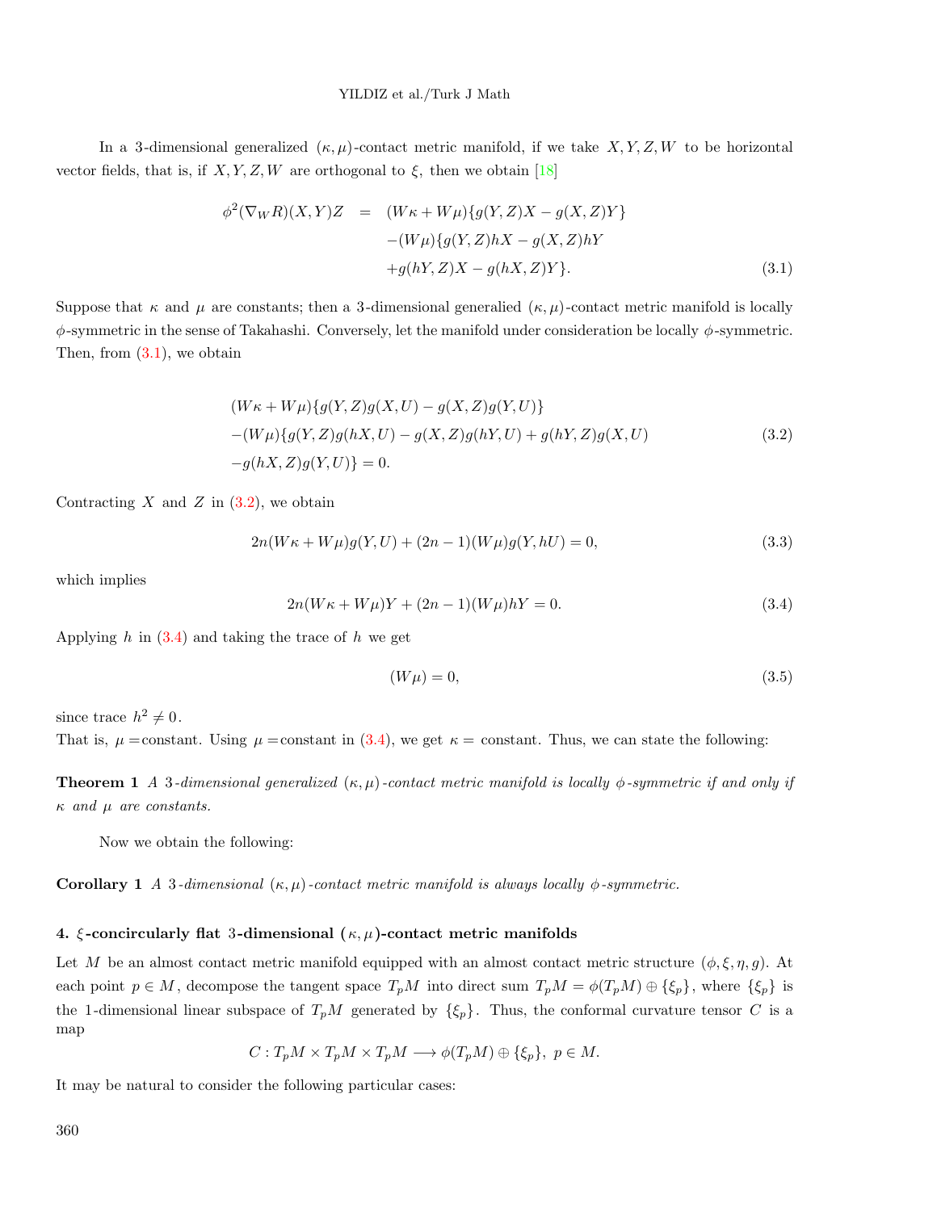In a 3-dimensional generalized $(\kappa, \mu)$-contact metric manifold, if we take $X, Y, Z, W$ to be horizontal vector fields, that is, if $X, Y, Z, W$ are orthogonal to $\xi$, then we obtain [18]

$$
\begin{aligned}
\phi^2(\nabla_W R)(X,Y)Z &= (W\kappa + W\mu)\{g(Y,Z)X - g(X,Z)Y\} \\
&\quad -(W\mu)\{g(Y,Z)hX - g(X,Z)hY \\
&\quad +g(hY,Z)X - g(hX,Z)Y\}. \qquad (3.1)
\end{aligned}
$$

Suppose that $\kappa$ and $\mu$ are constants; then a 3-dimensional generalied $(\kappa, \mu)$-contact metric manifold is locally $\phi$-symmetric in the sense of Takahashi. Conversely, let the manifold under consideration be locally $\phi$-symmetric. Then, from (3.1), we obtain

$$
\begin{aligned}
&(W\kappa + W\mu)\{g(Y,Z)g(X,U) - g(X,Z)g(Y,U)\} \\
&-(W\mu)\{g(Y,Z)g(hX,U) - g(X,Z)g(hY,U) + g(hY,Z)g(X,U) \qquad (3.2)\\
&-g(hX,Z)g(Y,U)\} = 0.
\end{aligned}
$$

Contracting $X$ and $Z$ in (3.2), we obtain

$$
2n(W\kappa + W\mu)g(Y,U) + (2n-1)(W\mu)g(Y,hU) = 0, \qquad (3.3)
$$

which implies

$$
2n(W\kappa + W\mu)Y + (2n-1)(W\mu)hY = 0. \qquad (3.4)
$$

Applying $h$ in (3.4) and taking the trace of $h$ we get

$$
(W\mu) = 0, \qquad (3.5)
$$

since trace $h^2 \neq 0$.
That is, $\mu =$constant. Using $\mu =$constant in (3.4), we get $\kappa =$ constant. Thus, we can state the following:

**Theorem 1** *A 3-dimensional generalized $(\kappa, \mu)$-contact metric manifold is locally $\phi$-symmetric if and only if $\kappa$ and $\mu$ are constants.*

Now we obtain the following:

**Corollary 1** *A 3-dimensional $(\kappa, \mu)$-contact metric manifold is always locally $\phi$-symmetric.*

## 4. $\xi$-concircularly flat 3-dimensional $(\kappa, \mu)$-contact metric manifolds

Let $M$ be an almost contact metric manifold equipped with an almost contact metric structure $(\phi, \xi, \eta, g)$. At each point $p \in M$, decompose the tangent space $T_pM$ into direct sum $T_pM = \phi(T_pM) \oplus \{\xi_p\}$, where $\{\xi_p\}$ is the 1-dimensional linear subspace of $T_pM$ generated by $\{\xi_p\}$. Thus, the conformal curvature tensor $C$ is a map

$$
C : T_pM \times T_pM \times T_pM \longrightarrow \phi(T_pM) \oplus \{\xi_p\}, \ p \in M.
$$

It may be natural to consider the following particular cases: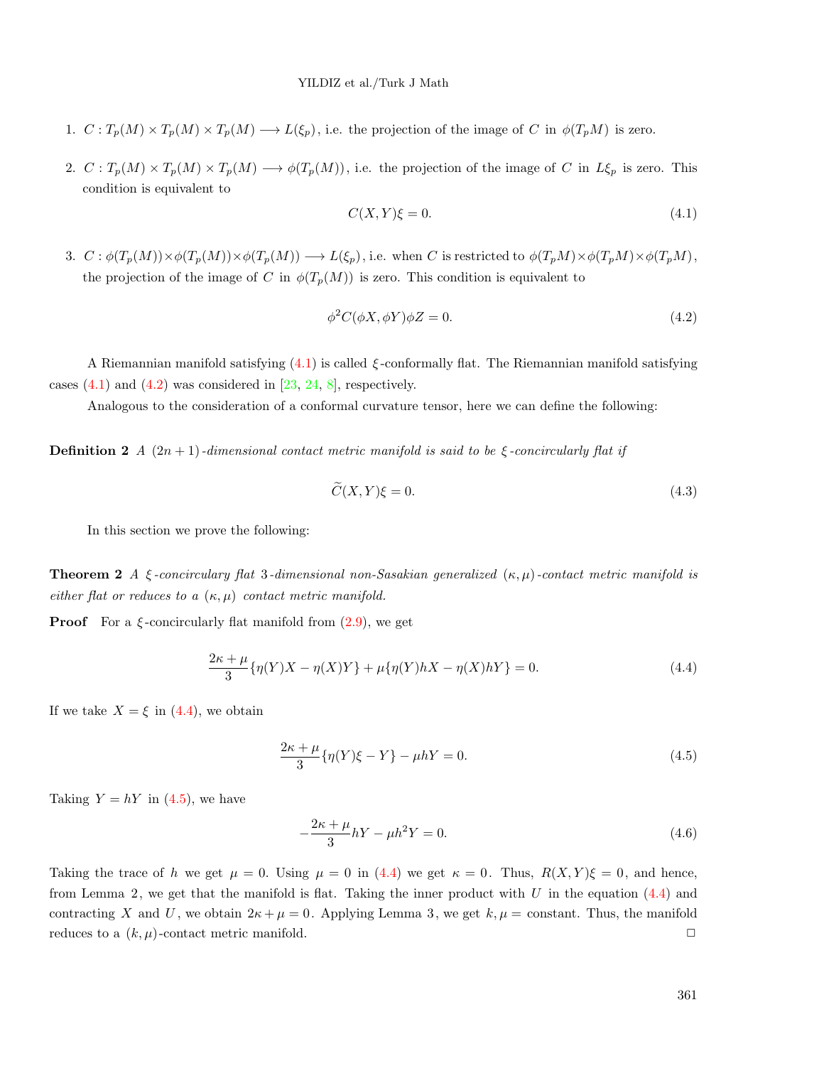1. $C : T_p(M) \times T_p(M) \times T_p(M) \longrightarrow L(\xi_p)$, i.e. the projection of the image of $C$ in $\phi(T_pM)$ is zero.

2. $C : T_p(M) \times T_p(M) \times T_p(M) \longrightarrow \phi(T_p(M))$, i.e. the projection of the image of $C$ in $L\xi_p$ is zero. This condition is equivalent to

$$C(X,Y)\xi = 0. \tag{4.1}$$

3. $C : \phi(T_p(M)) \times \phi(T_p(M)) \times \phi(T_p(M)) \longrightarrow L(\xi_p)$, i.e. when $C$ is restricted to $\phi(T_pM) \times \phi(T_pM) \times \phi(T_pM)$, the projection of the image of $C$ in $\phi(T_p(M))$ is zero. This condition is equivalent to

$$\phi^2 C(\phi X, \phi Y)\phi Z = 0. \tag{4.2}$$

A Riemannian manifold satisfying (4.1) is called $\xi$-conformally flat. The Riemannian manifold satisfying cases (4.1) and (4.2) was considered in [23, 24, 8], respectively.

Analogous to the consideration of a conformal curvature tensor, here we can define the following:

**Definition 2** *A $(2n+1)$-dimensional contact metric manifold is said to be $\xi$-concircularly flat if*

$$\widetilde{C}(X,Y)\xi = 0. \tag{4.3}$$

In this section we prove the following:

**Theorem 2** *A $\xi$-concircular flat 3-dimensional non-Sasakian generalized $(\kappa,\mu)$-contact metric manifold is either flat or reduces to a $(\kappa,\mu)$ contact metric manifold.*

**Proof** For a $\xi$-concircularly flat manifold from (2.9), we get

$$\frac{2\kappa+\mu}{3}\{\eta(Y)X - \eta(X)Y\} + \mu\{\eta(Y)hX - \eta(X)hY\} = 0. \tag{4.4}$$

If we take $X = \xi$ in (4.4), we obtain

$$\frac{2\kappa+\mu}{3}\{\eta(Y)\xi - Y\} - \mu hY = 0. \tag{4.5}$$

Taking $Y = hY$ in (4.5), we have

$$-\frac{2\kappa+\mu}{3}hY - \mu h^2 Y = 0. \tag{4.6}$$

Taking the trace of $h$ we get $\mu = 0$. Using $\mu = 0$ in (4.4) we get $\kappa = 0$. Thus, $R(X,Y)\xi = 0$, and hence, from Lemma 2, we get that the manifold is flat. Taking the inner product with $U$ in the equation (4.4) and contracting $X$ and $U$, we obtain $2\kappa + \mu = 0$. Applying Lemma 3, we get $k, \mu =$ constant. Thus, the manifold reduces to a $(k,\mu)$-contact metric manifold. □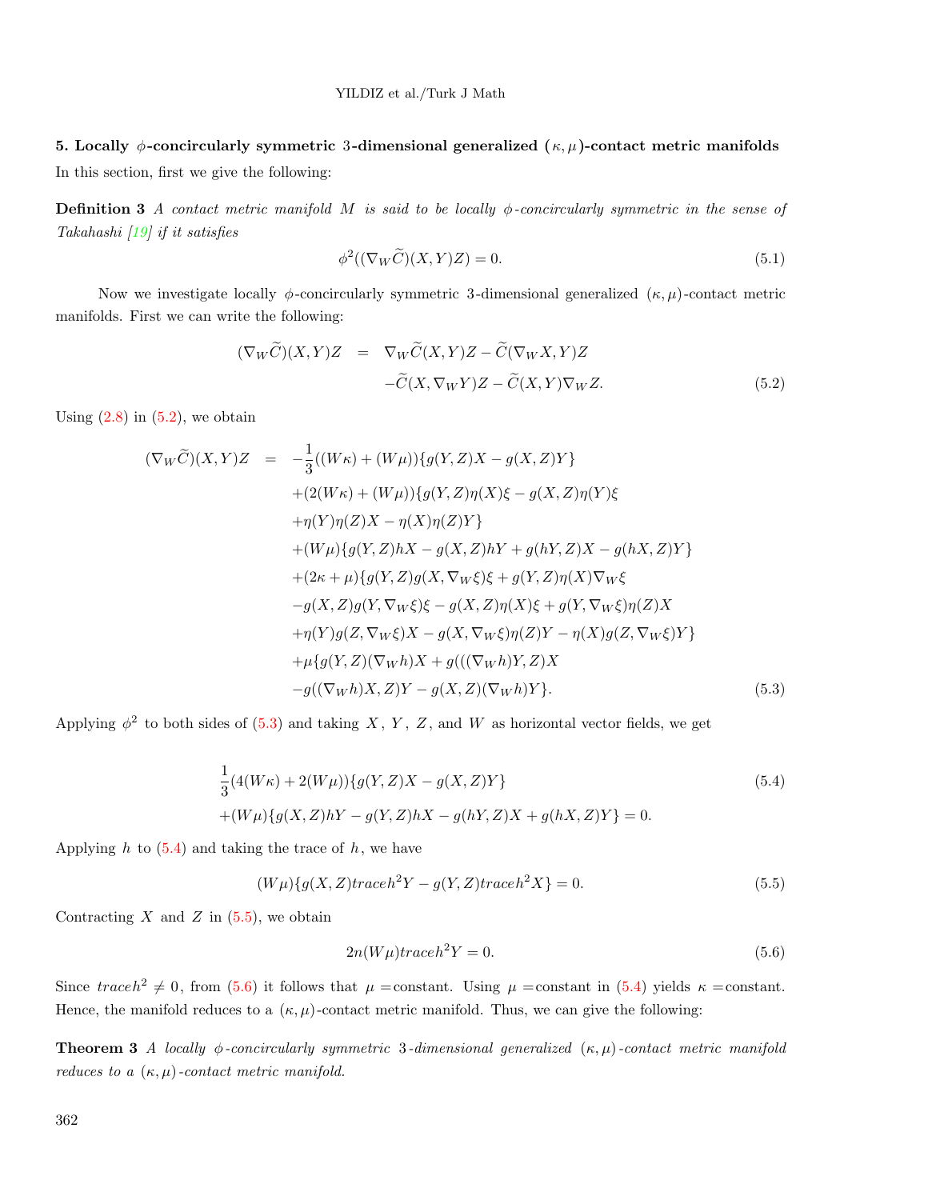## 5. Locally $\phi$-concircularly symmetric 3-dimensional generalized $(\kappa, \mu)$-contact metric manifolds

In this section, first we give the following:

**Definition 3** *A contact metric manifold $M$ is said to be locally $\phi$-concircularly symmetric in the sense of Takahashi [19] if it satisfies*

$$\phi^2((\nabla_W \widetilde{C})(X,Y)Z) = 0. \tag{5.1}$$

Now we investigate locally $\phi$-concircularly symmetric 3-dimensional generalized $(\kappa, \mu)$-contact metric manifolds. First we can write the following:

$$\begin{aligned}
(\nabla_W \widetilde{C})(X,Y)Z &= \nabla_W \widetilde{C}(X,Y)Z - \widetilde{C}(\nabla_W X, Y)Z \\
&\quad - \widetilde{C}(X, \nabla_W Y)Z - \widetilde{C}(X,Y)\nabla_W Z.
\end{aligned} \tag{5.2}$$

Using (2.8) in (5.2), we obtain

$$\begin{aligned}
(\nabla_W \widetilde{C})(X,Y)Z &= -\frac{1}{3}((W\kappa) + (W\mu))\{g(Y,Z)X - g(X,Z)Y\} \\
&\quad + (2(W\kappa) + (W\mu))\{g(Y,Z)\eta(X)\xi - g(X,Z)\eta(Y)\xi \\
&\quad + \eta(Y)\eta(Z)X - \eta(X)\eta(Z)Y\} \\
&\quad + (W\mu)\{g(Y,Z)hX - g(X,Z)hY + g(hY,Z)X - g(hX,Z)Y\} \\
&\quad + (2\kappa + \mu)\{g(Y,Z)g(X,\nabla_W \xi)\xi + g(Y,Z)\eta(X)\nabla_W \xi \\
&\quad - g(X,Z)g(Y,\nabla_W \xi)\xi - g(X,Z)\eta(X)\xi + g(Y,\nabla_W \xi)\eta(Z)X \\
&\quad + \eta(Y)g(Z,\nabla_W \xi)X - g(X,\nabla_W \xi)\eta(Z)Y - \eta(X)g(Z,\nabla_W \xi)Y\} \\
&\quad + \mu\{g(Y,Z)(\nabla_W h)X + g(((\nabla_W h)Y,Z)X \\
&\quad - g((\nabla_W h)X,Z)Y - g(X,Z)(\nabla_W h)Y\}.
\end{aligned} \tag{5.3}$$

Applying $\phi^2$ to both sides of (5.3) and taking $X$, $Y$, $Z$, and $W$ as horizontal vector fields, we get

$$\begin{aligned}
&\frac{1}{3}(4(W\kappa) + 2(W\mu))\{g(Y,Z)X - g(X,Z)Y\} \\
&+ (W\mu)\{g(X,Z)hY - g(Y,Z)hX - g(hY,Z)X + g(hX,Z)Y\} = 0.
\end{aligned} \tag{5.4}$$

Applying $h$ to (5.4) and taking the trace of $h$, we have

$$(W\mu)\{g(X,Z)traceh^2 Y - g(Y,Z)traceh^2 X\} = 0. \tag{5.5}$$

Contracting $X$ and $Z$ in (5.5), we obtain

$$2n(W\mu)traceh^2 Y = 0. \tag{5.6}$$

Since $traceh^2 \neq 0$, from (5.6) it follows that $\mu =$constant. Using $\mu =$constant in (5.4) yields $\kappa =$constant. Hence, the manifold reduces to a $(\kappa, \mu)$-contact metric manifold. Thus, we can give the following:

**Theorem 3** *A locally $\phi$-concircularly symmetric 3-dimensional generalized $(\kappa, \mu)$-contact metric manifold reduces to a $(\kappa, \mu)$-contact metric manifold.*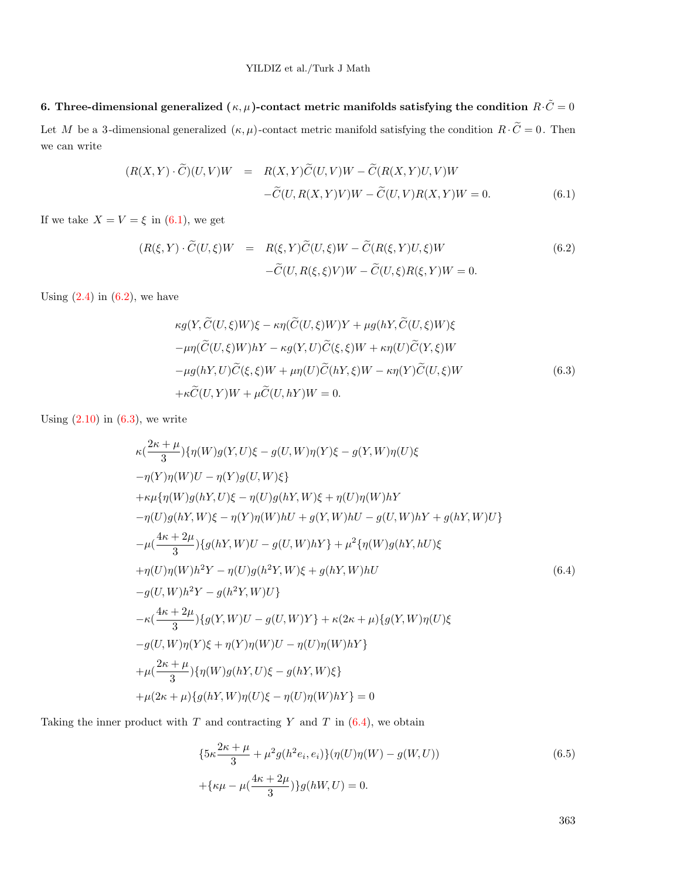## 6. Three-dimensional generalized $(\kappa,\mu)$-contact metric manifolds satisfying the condition $R\cdot\tilde{C}=0$

Let $M$ be a 3-dimensional generalized $(\kappa,\mu)$-contact metric manifold satisfying the condition $R\cdot\widetilde{C}=0$. Then we can write

$$
\begin{aligned}
(R(X,Y)\cdot\widetilde{C})(U,V)W &= R(X,Y)\widetilde{C}(U,V)W-\widetilde{C}(R(X,Y)U,V)W \\
&\quad -\widetilde{C}(U,R(X,Y)V)W-\widetilde{C}(U,V)R(X,Y)W=0. \qquad (6.1)
\end{aligned}
$$

If we take $X=V=\xi$ in (6.1), we get

$$
\begin{aligned}
(R(\xi,Y)\cdot\widetilde{C}(U,\xi)W &= R(\xi,Y)\widetilde{C}(U,\xi)W-\widetilde{C}(R(\xi,Y)U,\xi)W \qquad (6.2)\\
&\quad -\widetilde{C}(U,R(\xi,\xi)V)W-\widetilde{C}(U,\xi)R(\xi,Y)W=0.
\end{aligned}
$$

Using (2.4) in (6.2), we have

$$
\begin{aligned}
&\kappa g(Y,\widetilde{C}(U,\xi)W)\xi-\kappa\eta(\widetilde{C}(U,\xi)W)Y+\mu g(hY,\widetilde{C}(U,\xi)W)\xi \\
&-\mu\eta(\widetilde{C}(U,\xi)W)hY-\kappa g(Y,U)\widetilde{C}(\xi,\xi)W+\kappa\eta(U)\widetilde{C}(Y,\xi)W \\
&-\mu g(hY,U)\widetilde{C}(\xi,\xi)W+\mu\eta(U)\widetilde{C}(hY,\xi)W-\kappa\eta(Y)\widetilde{C}(U,\xi)W \qquad (6.3)\\
&+\kappa\widetilde{C}(U,Y)W+\mu\widetilde{C}(U,hY)W=0.
\end{aligned}
$$

Using (2.10) in (6.3), we write

$$
\begin{aligned}
&\kappa(\frac{2\kappa+\mu}{3})\{\eta(W)g(Y,U)\xi-g(U,W)\eta(Y)\xi-g(Y,W)\eta(U)\xi \\
&-\eta(Y)\eta(W)U-\eta(Y)g(U,W)\xi\} \\
&+\kappa\mu\{\eta(W)g(hY,U)\xi-\eta(U)g(hY,W)\xi+\eta(U)\eta(W)hY \\
&-\eta(U)g(hY,W)\xi-\eta(Y)\eta(W)hU+g(Y,W)hU-g(U,W)hY+g(hY,W)U\} \\
&-\mu(\frac{4\kappa+2\mu}{3})\{g(hY,W)U-g(U,W)hY\}+\mu^2\{\eta(W)g(hY,hU)\xi \\
&+\eta(U)\eta(W)h^2Y-\eta(U)g(h^2Y,W)\xi+g(hY,W)hU \qquad (6.4)\\
&-g(U,W)h^2Y-g(h^2Y,W)U\} \\
&-\kappa(\frac{4\kappa+2\mu}{3})\{g(Y,W)U-g(U,W)Y\}+\kappa(2\kappa+\mu)\{g(Y,W)\eta(U)\xi \\
&-g(U,W)\eta(Y)\xi+\eta(Y)\eta(W)U-\eta(U)\eta(W)hY\} \\
&+\mu(\frac{2\kappa+\mu}{3})\{\eta(W)g(hY,U)\xi-g(hY,W)\xi\} \\
&+\mu(2\kappa+\mu)\{g(hY,W)\eta(U)\xi-\eta(U)\eta(W)hY\}=0
\end{aligned}
$$

Taking the inner product with $T$ and contracting $Y$ and $T$ in (6.4), we obtain

$$
\begin{aligned}
&\{5\kappa\frac{2\kappa+\mu}{3}+\mu^2 g(h^2e_i,e_i)\}(\eta(U)\eta(W)-g(W,U)) \qquad (6.5)\\
&+\{\kappa\mu-\mu(\frac{4\kappa+2\mu}{3})\}g(hW,U)=0.
\end{aligned}
$$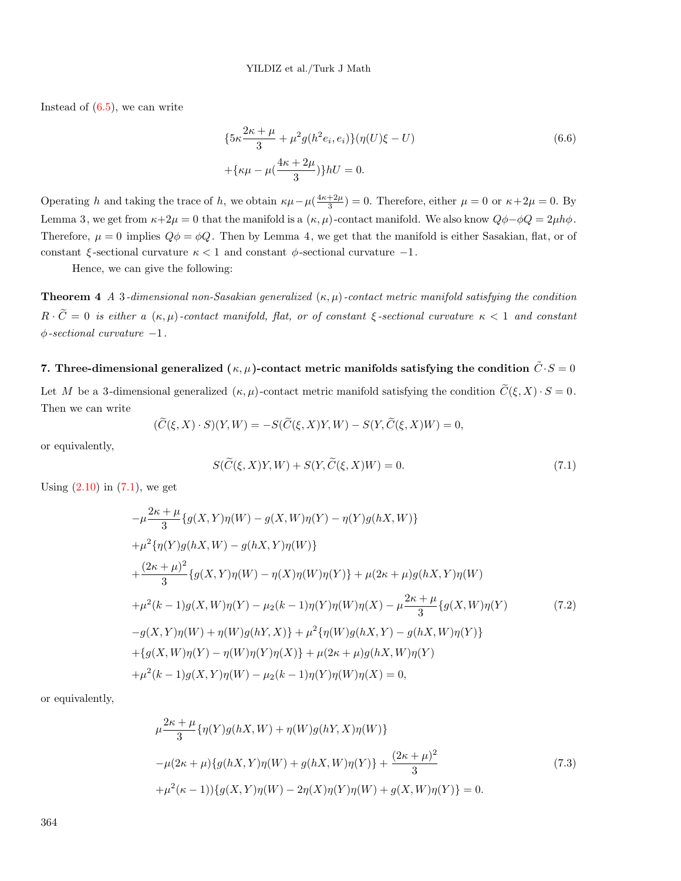Instead of (6.5), we can write

$$
\begin{aligned}
&\{5\kappa\frac{2\kappa+\mu}{3}+\mu^2 g(h^2 e_i, e_i)\}(\eta(U)\xi - U) \\
&+\{\kappa\mu - \mu(\frac{4\kappa+2\mu}{3})\}hU = 0.
\end{aligned}
\tag{6.6}
$$

Operating $h$ and taking the trace of $h$, we obtain $\kappa\mu - \mu(\frac{4\kappa+2\mu}{3}) = 0$. Therefore, either $\mu = 0$ or $\kappa + 2\mu = 0$. By Lemma 3, we get from $\kappa + 2\mu = 0$ that the manifold is a $(\kappa,\mu)$-contact manifold. We also know $Q\phi - \phi Q = 2\mu h\phi$. Therefore, $\mu = 0$ implies $Q\phi = \phi Q$. Then by Lemma 4, we get that the manifold is either Sasakian, flat, or of constant $\xi$-sectional curvature $\kappa < 1$ and constant $\phi$-sectional curvature $-1$.

Hence, we can give the following:

**Theorem 4** *A 3-dimensional non-Sasakian generalized $(\kappa,\mu)$-contact metric manifold satisfying the condition $R\cdot\widetilde{C} = 0$ is either a $(\kappa,\mu)$-contact manifold, flat, or of constant $\xi$-sectional curvature $\kappa < 1$ and constant $\phi$-sectional curvature $-1$.*

## 7. Three-dimensional generalized $(\kappa,\mu)$-contact metric manifolds satisfying the condition $\tilde{C}\cdot S = 0$

Let $M$ be a 3-dimensional generalized $(\kappa,\mu)$-contact metric manifold satisfying the condition $\widetilde{C}(\xi, X)\cdot S = 0$. Then we can write

$$
(\widetilde{C}(\xi,X)\cdot S)(Y,W) = -S(\widetilde{C}(\xi,X)Y,W) - S(Y,\widetilde{C}(\xi,X)W) = 0,
$$

or equivalently,

$$
S(\widetilde{C}(\xi,X)Y,W) + S(Y,\widetilde{C}(\xi,X)W) = 0.
\tag{7.1}
$$

Using (2.10) in (7.1), we get

$$
\begin{aligned}
&-\mu\frac{2\kappa+\mu}{3}\{g(X,Y)\eta(W) - g(X,W)\eta(Y) - \eta(Y)g(hX,W)\} \\
&+\mu^2\{\eta(Y)g(hX,W) - g(hX,Y)\eta(W)\} \\
&+\frac{(2\kappa+\mu)^2}{3}\{g(X,Y)\eta(W) - \eta(X)\eta(W)\eta(Y)\} + \mu(2\kappa+\mu)g(hX,Y)\eta(W) \\
&+\mu^2(k-1)g(X,W)\eta(Y) - \mu_2(k-1)\eta(Y)\eta(W)\eta(X) - \mu\frac{2\kappa+\mu}{3}\{g(X,W)\eta(Y) \\
&-g(X,Y)\eta(W) + \eta(W)g(hY,X)\} + \mu^2\{\eta(W)g(hX,Y) - g(hX,W)\eta(Y)\} \\
&+\{g(X,W)\eta(Y) - \eta(W)\eta(Y)\eta(X)\} + \mu(2\kappa+\mu)g(hX,W)\eta(Y) \\
&+\mu^2(k-1)g(X,Y)\eta(W) - \mu_2(k-1)\eta(Y)\eta(W)\eta(X) = 0,
\end{aligned}
\tag{7.2}
$$

or equivalently,

$$
\begin{aligned}
&\mu\frac{2\kappa+\mu}{3}\{\eta(Y)g(hX,W) + \eta(W)g(hY,X)\eta(W)\} \\
&-\mu(2\kappa+\mu)\{g(hX,Y)\eta(W) + g(hX,W)\eta(Y)\} + \frac{(2\kappa+\mu)^2}{3} \\
&+\mu^2(\kappa-1))\{g(X,Y)\eta(W) - 2\eta(X)\eta(Y)\eta(W) + g(X,W)\eta(Y)\} = 0.
\end{aligned}
\tag{7.3}
$$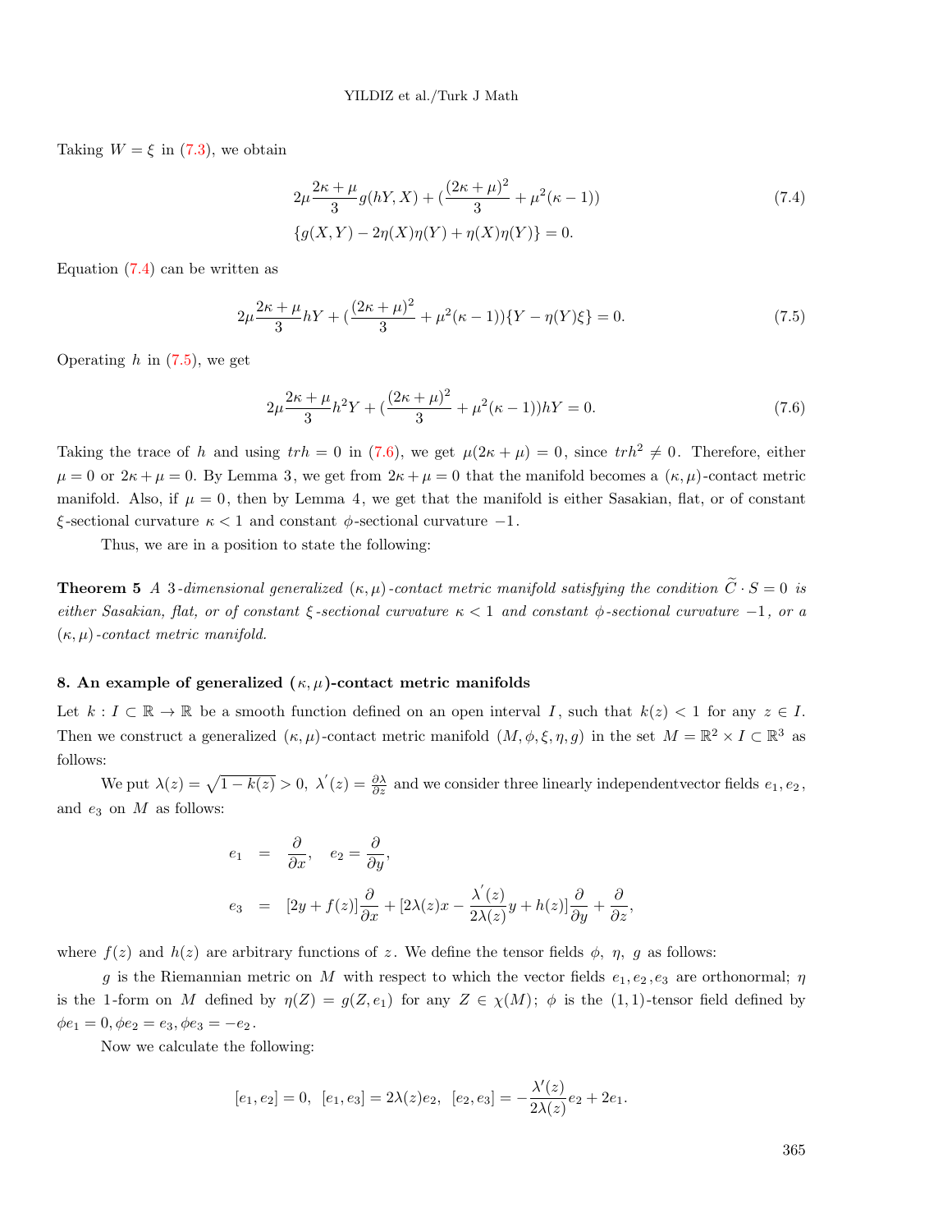Taking $W = \xi$ in (7.3), we obtain

$$2\mu\frac{2\kappa+\mu}{3}g(hY,X) + (\frac{(2\kappa+\mu)^2}{3} + \mu^2(\kappa-1)) \tag{7.4}$$
$$\{g(X,Y) - 2\eta(X)\eta(Y) + \eta(X)\eta(Y)\} = 0.$$

Equation (7.4) can be written as

$$2\mu\frac{2\kappa+\mu}{3}hY + (\frac{(2\kappa+\mu)^2}{3} + \mu^2(\kappa-1))\{Y - \eta(Y)\xi\} = 0. \tag{7.5}$$

Operating $h$ in (7.5), we get

$$2\mu\frac{2\kappa+\mu}{3}h^2Y + (\frac{(2\kappa+\mu)^2}{3} + \mu^2(\kappa-1))hY = 0. \tag{7.6}$$

Taking the trace of $h$ and using $trh = 0$ in (7.6), we get $\mu(2\kappa+\mu) = 0$, since $trh^2 \neq 0$. Therefore, either $\mu = 0$ or $2\kappa + \mu = 0$. By Lemma 3, we get from $2\kappa+\mu = 0$ that the manifold becomes a $(\kappa,\mu)$-contact metric manifold. Also, if $\mu = 0$, then by Lemma 4, we get that the manifold is either Sasakian, flat, or of constant $\xi$-sectional curvature $\kappa < 1$ and constant $\phi$-sectional curvature $-1$.

Thus, we are in a position to state the following:

**Theorem 5** *A 3-dimensional generalized $(\kappa,\mu)$-contact metric manifold satisfying the condition $\widetilde{C}\cdot S = 0$ is either Sasakian, flat, or of constant $\xi$-sectional curvature $\kappa < 1$ and constant $\phi$-sectional curvature $-1$, or a $(\kappa,\mu)$-contact metric manifold.*

## 8. An example of generalized $(\kappa,\mu)$-contact metric manifolds

Let $k : I \subset \mathbb{R} \to \mathbb{R}$ be a smooth function defined on an open interval $I$, such that $k(z) < 1$ for any $z \in I$. Then we construct a generalized $(\kappa,\mu)$-contact metric manifold $(M,\phi,\xi,\eta,g)$ in the set $M = \mathbb{R}^2 \times I \subset \mathbb{R}^3$ as follows:

We put $\lambda(z) = \sqrt{1-k(z)} > 0$, $\lambda'(z) = \frac{\partial\lambda}{\partial z}$ and we consider three linearly independentvector fields $e_1, e_2$, and $e_3$ on $M$ as follows:

$$e_1 = \frac{\partial}{\partial x}, \quad e_2 = \frac{\partial}{\partial y},$$
$$e_3 = [2y + f(z)]\frac{\partial}{\partial x} + [2\lambda(z)x - \frac{\lambda'(z)}{2\lambda(z)}y + h(z)]\frac{\partial}{\partial y} + \frac{\partial}{\partial z},$$

where $f(z)$ and $h(z)$ are arbitrary functions of $z$. We define the tensor fields $\phi$, $\eta$, $g$ as follows:

$g$ is the Riemannian metric on $M$ with respect to which the vector fields $e_1, e_2, e_3$ are orthonormal; $\eta$ is the 1-form on $M$ defined by $\eta(Z) = g(Z, e_1)$ for any $Z \in \chi(M)$; $\phi$ is the $(1,1)$-tensor field defined by $\phi e_1 = 0, \phi e_2 = e_3, \phi e_3 = -e_2$.

Now we calculate the following:

$$[e_1, e_2] = 0, \ \ [e_1, e_3] = 2\lambda(z)e_2, \ \ [e_2, e_3] = -\frac{\lambda'(z)}{2\lambda(z)}e_2 + 2e_1.$$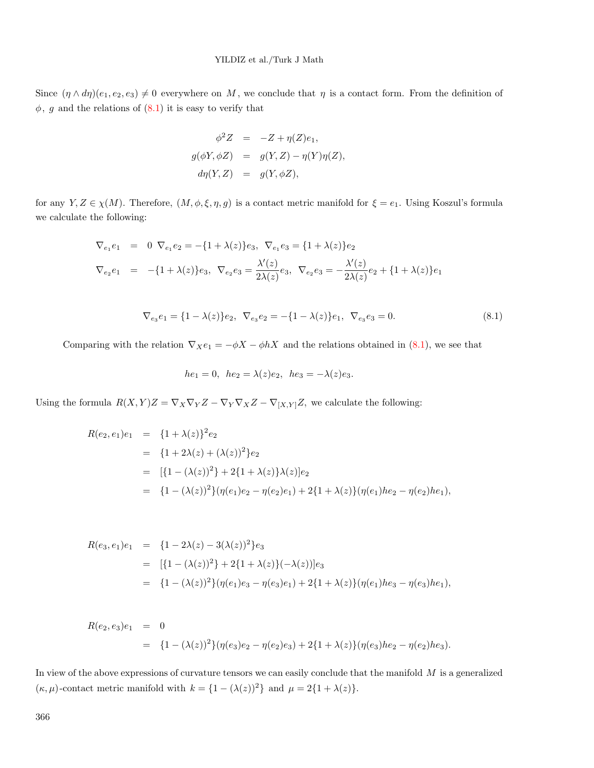Since $(\eta \wedge d\eta)(e_1, e_2, e_3) \neq 0$ everywhere on $M$, we conclude that $\eta$ is a contact form. From the definition of $\phi$, $g$ and the relations of (8.1) it is easy to verify that

$$
\begin{aligned}
\phi^2 Z &= -Z + \eta(Z)e_1, \\
g(\phi Y, \phi Z) &= g(Y, Z) - \eta(Y)\eta(Z), \\
d\eta(Y, Z) &= g(Y, \phi Z),
\end{aligned}
$$

for any $Y, Z \in \chi(M)$. Therefore, $(M, \phi, \xi, \eta, g)$ is a contact metric manifold for $\xi = e_1$. Using Koszul's formula we calculate the following:

$$
\begin{aligned}
\nabla_{e_1} e_1 &= 0 \ \ \nabla_{e_1} e_2 = -\{1 + \lambda(z)\}e_3, \ \ \nabla_{e_1} e_3 = \{1 + \lambda(z)\}e_2 \\
\nabla_{e_2} e_1 &= -\{1 + \lambda(z)\}e_3, \ \ \nabla_{e_2} e_2 = \frac{\lambda'(z)}{2\lambda(z)} e_3, \ \ \nabla_{e_2} e_3 = -\frac{\lambda'(z)}{2\lambda(z)} e_2 + \{1 + \lambda(z)\}e_1
\end{aligned}
$$

$$
\nabla_{e_3} e_1 = \{1 - \lambda(z)\}e_2, \ \ \nabla_{e_3} e_2 = -\{1 - \lambda(z)\}e_1, \ \ \nabla_{e_3} e_3 = 0. \tag{8.1}
$$

Comparing with the relation $\nabla_X e_1 = -\phi X - \phi h X$ and the relations obtained in (8.1), we see that

$$
he_1 = 0, \ \ he_2 = \lambda(z)e_2, \ \ he_3 = -\lambda(z)e_3.
$$

Using the formula $R(X, Y)Z = \nabla_X \nabla_Y Z - \nabla_Y \nabla_X Z - \nabla_{[X,Y]} Z$, we calculate the following:

$$
\begin{aligned}
R(e_2, e_1)e_1 &= \{1 + \lambda(z)\}^2 e_2 \\
&= \{1 + 2\lambda(z) + (\lambda(z))^2\}e_2 \\
&= [\{1 - (\lambda(z))^2\} + 2\{1 + \lambda(z)\}\lambda(z)]e_2 \\
&= \{1 - (\lambda(z))^2\}(\eta(e_1)e_2 - \eta(e_2)e_1) + 2\{1 + \lambda(z)\}(\eta(e_1)he_2 - \eta(e_2)he_1),
\end{aligned}
$$

$$
\begin{aligned}
R(e_3, e_1)e_1 &= \{1 - 2\lambda(z) - 3(\lambda(z))^2\}e_3 \\
&= [\{1 - (\lambda(z))^2\} + 2\{1 + \lambda(z)\}(-\lambda(z))]e_3 \\
&= \{1 - (\lambda(z))^2\}(\eta(e_1)e_3 - \eta(e_3)e_1) + 2\{1 + \lambda(z)\}(\eta(e_1)he_3 - \eta(e_3)he_1),
\end{aligned}
$$

$$
\begin{aligned}
R(e_2, e_3)e_1 &= 0 \\
&= \{1 - (\lambda(z))^2\}(\eta(e_3)e_2 - \eta(e_2)e_3) + 2\{1 + \lambda(z)\}(\eta(e_3)he_2 - \eta(e_2)he_3).
\end{aligned}
$$

In view of the above expressions of curvature tensors we can easily conclude that the manifold $M$ is a generalized $(\kappa, \mu)$-contact metric manifold with $k = \{1 - (\lambda(z))^2\}$ and $\mu = 2\{1 + \lambda(z)\}$.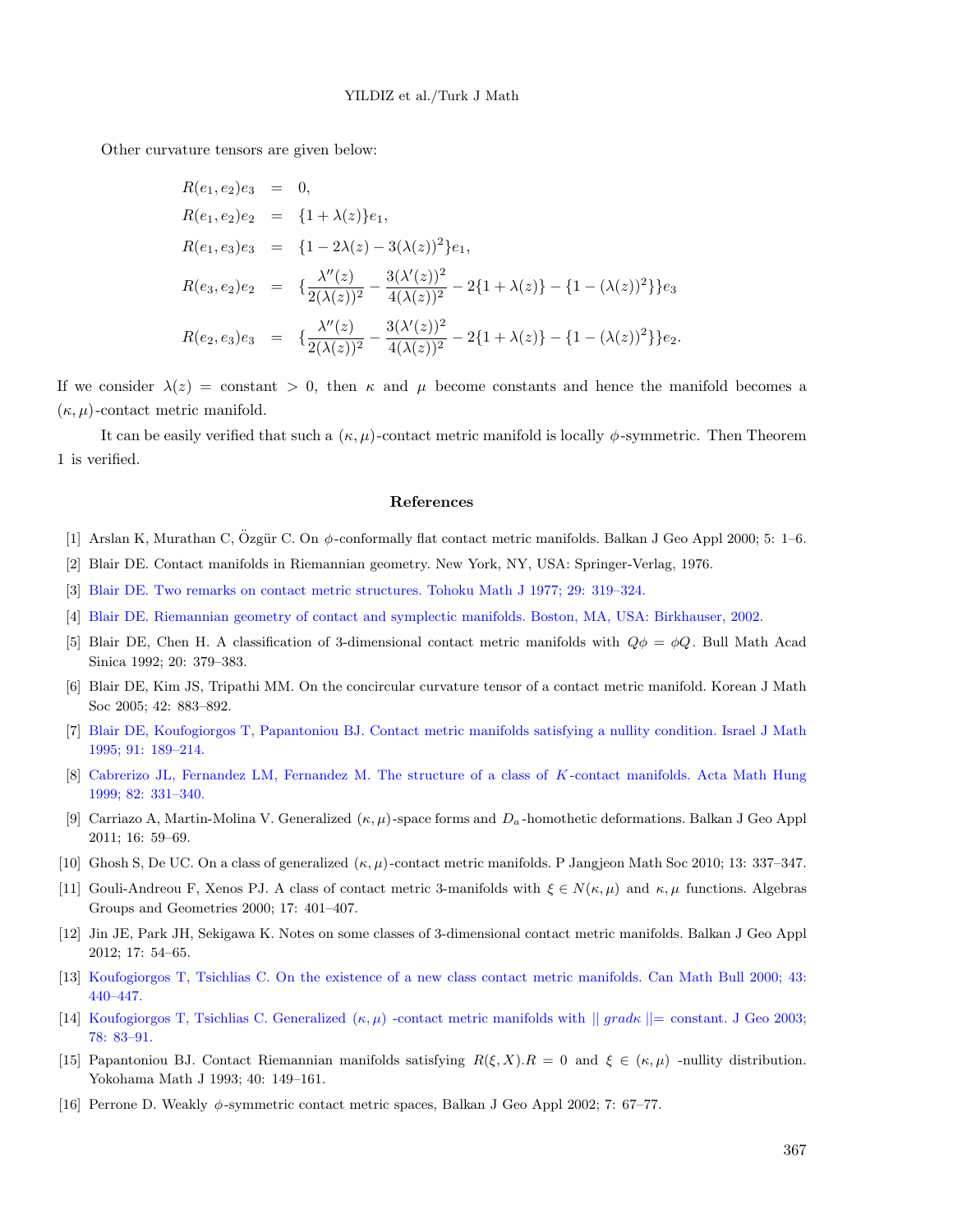Other curvature tensors are given below:

$$
\begin{aligned}
R(e_1,e_2)e_3 &= 0,\\
R(e_1,e_2)e_2 &= \{1+\lambda(z)\}e_1,\\
R(e_1,e_3)e_3 &= \{1-2\lambda(z)-3(\lambda(z))^2\}e_1,\\
R(e_3,e_2)e_2 &= \{\frac{\lambda''(z)}{2(\lambda(z))^2}-\frac{3(\lambda'(z))^2}{4(\lambda(z))^2}-2\{1+\lambda(z)\}-\{1-(\lambda(z))^2\}\}e_3\\
R(e_2,e_3)e_3 &= \{\frac{\lambda''(z)}{2(\lambda(z))^2}-\frac{3(\lambda'(z))^2}{4(\lambda(z))^2}-2\{1+\lambda(z)\}-\{1-(\lambda(z))^2\}\}e_2.
\end{aligned}
$$

If we consider $\lambda(z) = \text{constant} > 0$, then $\kappa$ and $\mu$ become constants and hence the manifold becomes a $(\kappa,\mu)$-contact metric manifold.

It can be easily verified that such a $(\kappa,\mu)$-contact metric manifold is locally $\phi$-symmetric. Then Theorem 1 is verified.

## References

[1] Arslan K, Murathan C, Özgür C. On $\phi$-conformally flat contact metric manifolds. Balkan J Geo Appl 2000; 5: 1–6.

[2] Blair DE. Contact manifolds in Riemannian geometry. New York, NY, USA: Springer-Verlag, 1976.

[3] Blair DE. Two remarks on contact metric structures. Tohoku Math J 1977; 29: 319–324.

[4] Blair DE. Riemannian geometry of contact and symplectic manifolds. Boston, MA, USA: Birkhauser, 2002.

[5] Blair DE, Chen H. A classification of 3-dimensional contact metric manifolds with $Q\phi = \phi Q$. Bull Math Acad Sinica 1992; 20: 379–383.

[6] Blair DE, Kim JS, Tripathi MM. On the concircular curvature tensor of a contact metric manifold. Korean J Math Soc 2005; 42: 883–892.

[7] Blair DE, Koufogiorgos T, Papantoniou BJ. Contact metric manifolds satisfying a nullity condition. Israel J Math 1995; 91: 189–214.

[8] Cabrerizo JL, Fernandez LM, Fernandez M. The structure of a class of $K$-contact manifolds. Acta Math Hung 1999; 82: 331–340.

[9] Carriazo A, Martin-Molina V. Generalized $(\kappa,\mu)$-space forms and $D_a$-homothetic deformations. Balkan J Geo Appl 2011; 16: 59–69.

[10] Ghosh S, De UC. On a class of generalized $(\kappa,\mu)$-contact metric manifolds. P Jangjeon Math Soc 2010; 13: 337–347.

[11] Gouli-Andreou F, Xenos PJ. A class of contact metric 3-manifolds with $\xi \in N(\kappa,\mu)$ and $\kappa,\mu$ functions. Algebras Groups and Geometries 2000; 17: 401–407.

[12] Jin JE, Park JH, Sekigawa K. Notes on some classes of 3-dimensional contact metric manifolds. Balkan J Geo Appl 2012; 17: 54–65.

[13] Koufogiorgos T, Tsichlias C. On the existence of a new class contact metric manifolds. Can Math Bull 2000; 43: 440–447.

[14] Koufogiorgos T, Tsichlias C. Generalized $(\kappa,\mu)$ -contact metric manifolds with $\|\,grad\kappa\,\| =$ constant. J Geo 2003; 78: 83–91.

[15] Papantoniou BJ. Contact Riemannian manifolds satisfying $R(\xi,X).R = 0$ and $\xi \in (\kappa,\mu)$ -nullity distribution. Yokohama Math J 1993; 40: 149–161.

[16] Perrone D. Weakly $\phi$-symmetric contact metric spaces, Balkan J Geo Appl 2002; 7: 67–77.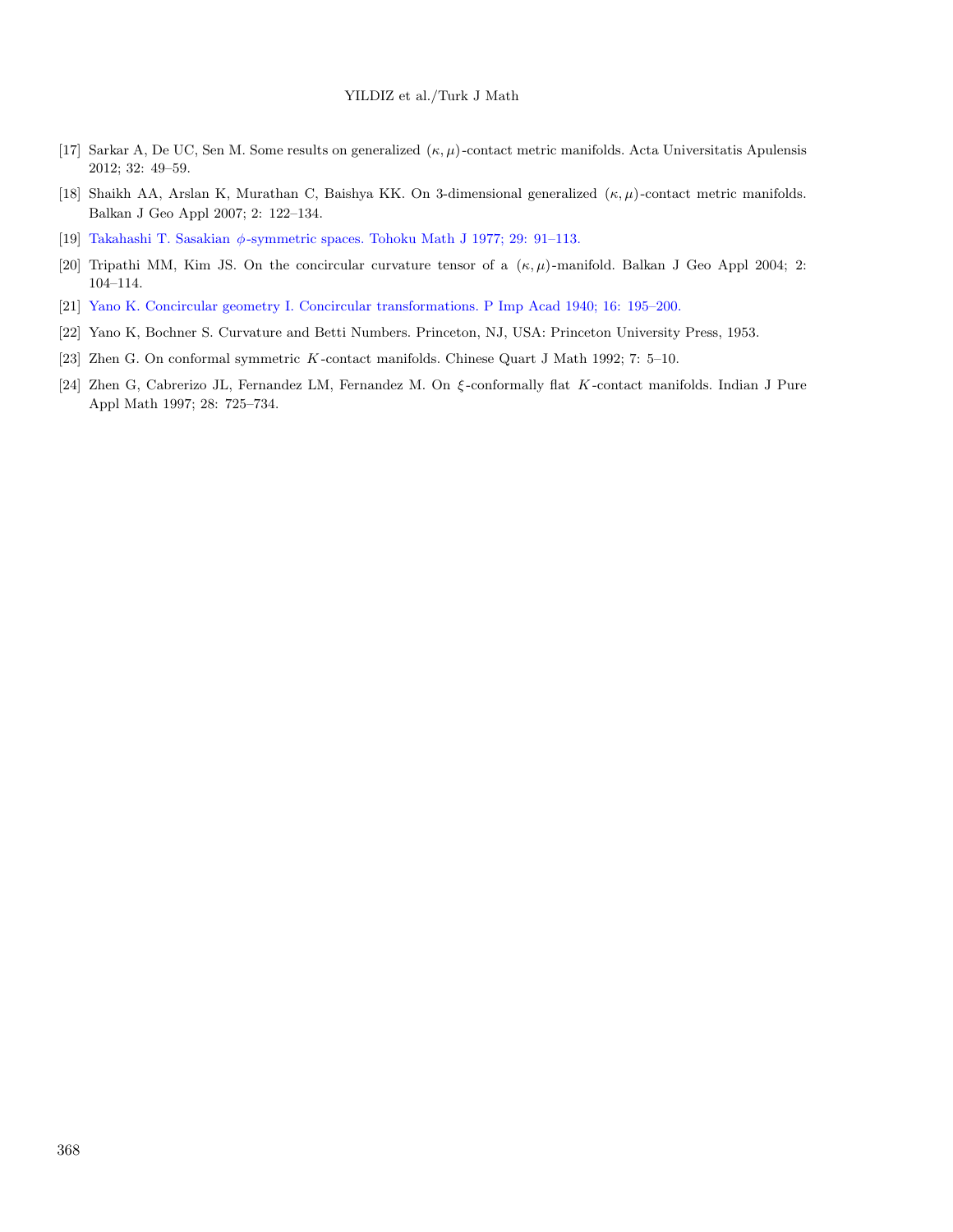[17] Sarkar A, De UC, Sen M. Some results on generalized $(\kappa, \mu)$-contact metric manifolds. Acta Universitatis Apulensis 2012; 32: 49–59.

[18] Shaikh AA, Arslan K, Murathan C, Baishya KK. On 3-dimensional generalized $(\kappa, \mu)$-contact metric manifolds. Balkan J Geo Appl 2007; 2: 122–134.

[19] Takahashi T. Sasakian $\phi$-symmetric spaces. Tohoku Math J 1977; 29: 91–113.

[20] Tripathi MM, Kim JS. On the concircular curvature tensor of a $(\kappa, \mu)$-manifold. Balkan J Geo Appl 2004; 2: 104–114.

[21] Yano K. Concircular geometry I. Concircular transformations. P Imp Acad 1940; 16: 195–200.

[22] Yano K, Bochner S. Curvature and Betti Numbers. Princeton, NJ, USA: Princeton University Press, 1953.

[23] Zhen G. On conformal symmetric $K$-contact manifolds. Chinese Quart J Math 1992; 7: 5–10.

[24] Zhen G, Cabrerizo JL, Fernandez LM, Fernandez M. On $\xi$-conformally flat $K$-contact manifolds. Indian J Pure Appl Math 1997; 28: 725–734.